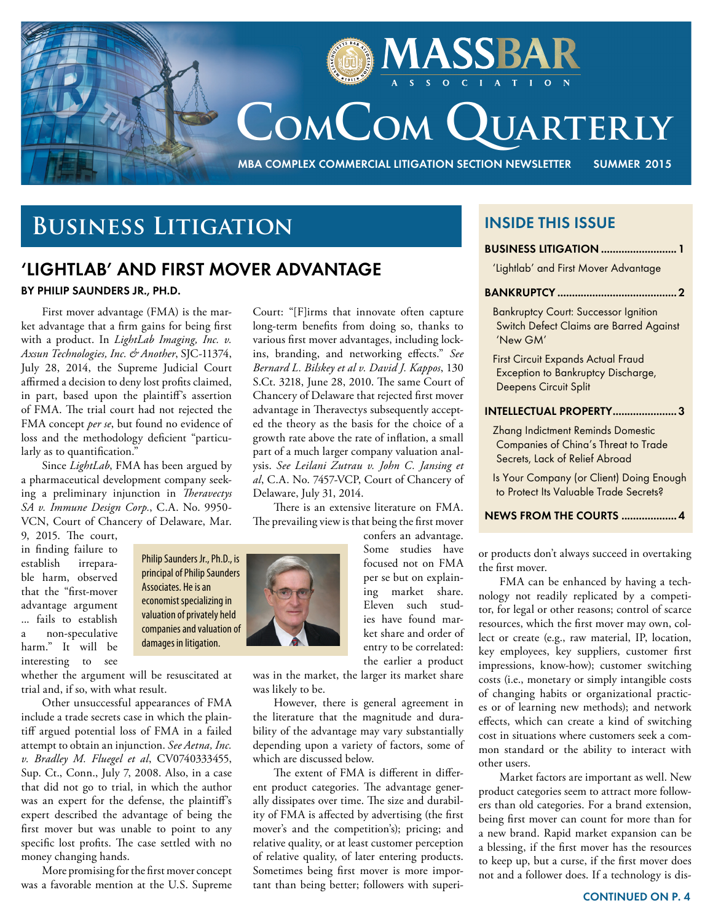# MASSBAR ASSOCIATION

# ComCom Quarterly

MBA COMPLEX COMMERCIAL LITIGATION SECTION NEWSLETTER SUMMER 2015

## INSIDE THIS ISSUE

**BUSINESS LITIGATION** .......... 1

'Lightlab' and First Mover Advantage

**BANKRUPTCY** .......... 2

Bankruptcy Court: Successor Ignition Switch Defect Claims are Barred Against 'New GM'

First Circuit Expands Actual Fraud Exception to Bankruptcy Discharge, Deepens Circuit Split

**INTELLECTUAL PROPERTY** .......... 3

Zhang Indictment Reminds Domestic Companies of China's Threat to Trade Secrets, Lack of Relief Abroad

Is Your Company (or Client) Doing Enough to Protect Its Valuable Trade Secrets?

**NEWS FROM THE COURTS** .......... 4

# Business Litigation

## 'LIGHTLAB' AND FIRST MOVER ADVANTAGE

### BY PHILIP SAUNDERS JR., PH.D.

First mover advantage (FMA) is the market advantage that a firm gains for being first with a product. In *LightLab Imaging, Inc. v. Axsun Technologies, Inc. & Another*, SJC-11374, July 28, 2014, the Supreme Judicial Court affirmed a decision to deny lost profits claimed, in part, based upon the plaintiff's assertion of FMA. The trial court had not rejected the FMA concept *per se*, but found no evidence of loss and the methodology deficient "particularly as to quantification."

Since *LightLab*, FMA has been argued by a pharmaceutical development company seeking a preliminary injunction in *Theravectys SA v. Immune Design Corp.*, C.A. No. 9950-VCN, Court of Chancery of Delaware, Mar. 9, 2015. The court, in finding failure to establish irreparable harm, observed that the "first-mover advantage argument … fails to establish a non-speculative harm." It will be interesting to see whether the argument will be resuscitated at trial and, if so, with what result.

*Philip Saunders Jr., Ph.D., is principal of Philip Saunders Associates. He is an economist specializing in valuation of privately held companies and valuation of damages in litigation.*

Other unsuccessful appearances of FMA include a trade secrets case in which the plaintiff argued potential loss of FMA in a failed attempt to obtain an injunction. *See Aetna, Inc. v. Bradley M. Fluegel et al*, CV0740333455, Sup. Ct., Conn., July 7, 2008. Also, in a case that did not go to trial, in which the author was an expert for the defense, the plaintiff's expert described the advantage of being the first mover but was unable to point to any specific lost profits. The case settled with no money changing hands.

More promising for the first mover concept was a favorable mention at the U.S. Supreme Court: "[F]irms that innovate often capture long-term benefits from doing so, thanks to various first mover advantages, including lock-ins, branding, and networking effects." *See Bernard L. Bilskey et al v. David J. Kappos*, 130 S.Ct. 3218, June 28, 2010. The same Court of Chancery of Delaware that rejected first mover advantage in Theravectys subsequently accepted the theory as the basis for the choice of a growth rate above the rate of inflation, a small part of a much larger company valuation analysis. *See Leilani Zutrau v. John C. Jansing et al*, C.A. No. 7457-VCP, Court of Chancery of Delaware, July 31, 2014.

There is an extensive literature on FMA. The prevailing view is that being the first mover confers an advantage. Some studies have focused not on FMA per se but on explaining market share. Eleven such studies have found market share and order of entry to be correlated: the earlier a product was in the market, the larger its market share was likely to be.

However, there is general agreement in the literature that the magnitude and durability of the advantage may vary substantially depending upon a variety of factors, some of which are discussed below.

The extent of FMA is different in different product categories. The advantage generally dissipates over time. The size and durability of FMA is affected by advertising (the first mover's and the competition's); pricing; and relative quality, or at least customer perception of relative quality, of later entering products. Sometimes being first mover is more important than being better; followers with superior products don't always succeed in overtaking the first mover.

FMA can be enhanced by having a technology not readily replicated by a competitor, for legal or other reasons; control of scarce resources, which the first mover may own, collect or create (e.g., raw material, IP, location, key employees, key suppliers, customer first impressions, know-how); customer switching costs (i.e., monetary or simply intangible costs of changing habits or organizational practices or of learning new methods); and network effects, which can create a kind of switching cost in situations where customers seek a common standard or the ability to interact with other users.

Market factors are important as well. New product categories seem to attract more followers than old categories. For a brand extension, being first mover can count for more than for a new brand. Rapid market expansion can be a blessing, if the first mover has the resources to keep up, but a curse, if the first mover does not and a follower does. If a technology is dis-

CONTINUED ON P. 4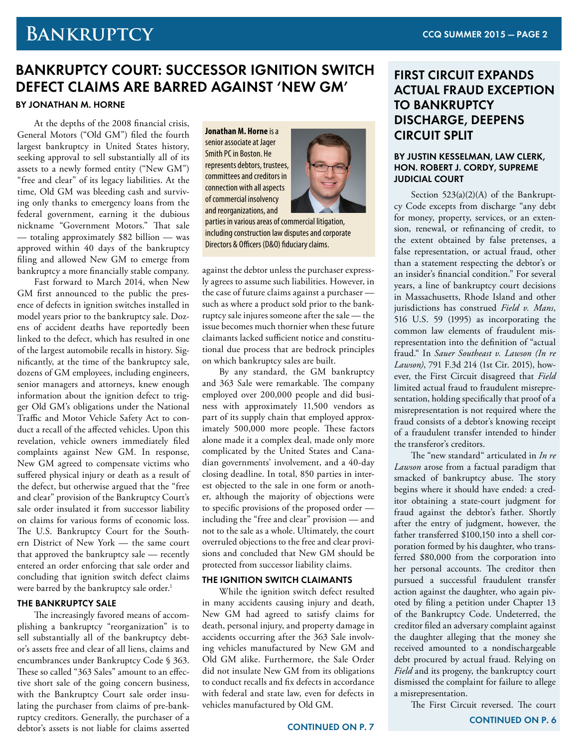## BANKRUPTCY COURT: SUCCESSOR IGNITION SWITCH DEFECT CLAIMS ARE BARRED AGAINST 'NEW GM'

### BY JONATHAN M. HORNE

At the depths of the 2008 financial crisis, General Motors ("Old GM") filed the fourth largest bankruptcy in United States history, seeking approval to sell substantially all of its assets to a newly formed entity ("New GM") "free and clear" of its legacy liabilities. At the time, Old GM was bleeding cash and surviving only thanks to emergency loans from the federal government, earning it the dubious nickname "Government Motors." That sale — totaling approximately $82 billion — was approved within 40 days of the bankruptcy filing and allowed New GM to emerge from bankruptcy a more financially stable company.

Fast forward to March 2014, when New GM first announced to the public the presence of defects in ignition switches installed in model years prior to the bankruptcy sale. Dozens of accident deaths have reportedly been linked to the defect, which has resulted in one of the largest automobile recalls in history. Significantly, at the time of the bankruptcy sale, dozens of GM employees, including engineers, senior managers and attorneys, knew enough information about the ignition defect to trigger Old GM's obligations under the National Traffic and Motor Vehicle Safety Act to conduct a recall of the affected vehicles. Upon this revelation, vehicle owners immediately filed complaints against New GM. In response, New GM agreed to compensate victims who suffered physical injury or death as a result of the defect, but otherwise argued that the "free and clear" provision of the Bankruptcy Court's sale order insulated it from successor liability on claims for various forms of economic loss. The U.S. Bankruptcy Court for the Southern District of New York — the same court that approved the bankruptcy sale — recently entered an order enforcing that sale order and concluding that ignition switch defect claims were barred by the bankruptcy sale order.[1]

**Jonathan M. Horne** is a senior associate at Jager Smith PC in Boston. He represents debtors, trustees, committees and creditors in connection with all aspects of commercial insolvency and reorganizations, and parties in various areas of commercial litigation, including construction law disputes and corporate Directors & Officers (D&O) fiduciary claims.

### THE BANKRUPTCY SALE

The increasingly favored means of accomplishing a bankruptcy "reorganization" is to sell substantially all of the bankruptcy debtor's assets free and clear of all liens, claims and encumbrances under Bankruptcy Code § 363. These so called "363 Sales" amount to an effective short sale of the going concern business, with the Bankruptcy Court sale order insulating the purchaser from claims of pre-bankruptcy creditors. Generally, the purchaser of a debtor's assets is not liable for claims asserted against the debtor unless the purchaser expressly agrees to assume such liabilities. However, in the case of future claims against a purchaser — such as where a product sold prior to the bankruptcy sale injures someone after the sale — the issue becomes much thornier when these future claimants lacked sufficient notice and constitutional due process that are bedrock principles on which bankruptcy sales are built.

By any standard, the GM bankruptcy and 363 Sale were remarkable. The company employed over 200,000 people and did business with approximately 11,500 vendors as part of its supply chain that employed approximately 500,000 more people. These factors alone made it a complex deal, made only more complicated by the United States and Canadian governments' involvement, and a 40-day closing deadline. In total, 850 parties in interest objected to the sale in one form or another, although the majority of objections were to specific provisions of the proposed order — including the "free and clear" provision — and not to the sale as a whole. Ultimately, the court overruled objections to the free and clear provisions and concluded that New GM should be protected from successor liability claims.

### THE IGNITION SWITCH CLAIMANTS

While the ignition switch defect resulted in many accidents causing injury and death, New GM had agreed to satisfy claims for death, personal injury, and property damage in accidents occurring after the 363 Sale involving vehicles manufactured by New GM and Old GM alike. Furthermore, the Sale Order did not insulate New GM from its obligations to conduct recalls and fix defects in accordance with federal and state law, even for defects in vehicles manufactured by Old GM.

CONTINUED ON P. 7

## FIRST CIRCUIT EXPANDS ACTUAL FRAUD EXCEPTION TO BANKRUPTCY DISCHARGE, DEEPENS CIRCUIT SPLIT

### BY JUSTIN KESSELMAN, LAW CLERK, HON. ROBERT J. CORDY, SUPREME JUDICIAL COURT

Section 523(a)(2)(A) of the Bankruptcy Code excepts from discharge "any debt for money, property, services, or an extension, renewal, or refinancing of credit, to the extent obtained by false pretenses, a false representation, or actual fraud, other than a statement respecting the debtor's or an insider's financial condition." For several years, a line of bankruptcy court decisions in Massachusetts, Rhode Island and other jurisdictions has construed *Field v. Mans*, 516 U.S. 59 (1995) as incorporating the common law elements of fraudulent misrepresentation into the definition of "actual fraud." In *Sauer Southeast v. Lawson (In re Lawson)*, 791 F.3d 214 (1st Cir. 2015), however, the First Circuit disagreed that *Field* limited actual fraud to fraudulent misrepresentation, holding specifically that proof of a misrepresentation is not required where the fraud consists of a debtor's knowing receipt of a fraudulent transfer intended to hinder the transferor's creditors.

The "new standard" articulated in *In re Lawson* arose from a factual paradigm that smacked of bankruptcy abuse. The story begins where it should have ended: a creditor obtaining a state-court judgment for fraud against the debtor's father. Shortly after the entry of judgment, however, the father transferred $100,150 into a shell corporation formed by his daughter, who transferred $80,000 from the corporation into her personal accounts. The creditor then pursued a successful fraudulent transfer action against the daughter, who again pivoted by filing a petition under Chapter 13 of the Bankruptcy Code. Undeterred, the creditor filed an adversary complaint against the daughter alleging that the money she received amounted to a nondischargeable debt procured by actual fraud. Relying on *Field* and its progeny, the bankruptcy court dismissed the complaint for failure to allege a misrepresentation.

The First Circuit reversed. The court

CONTINUED ON P. 6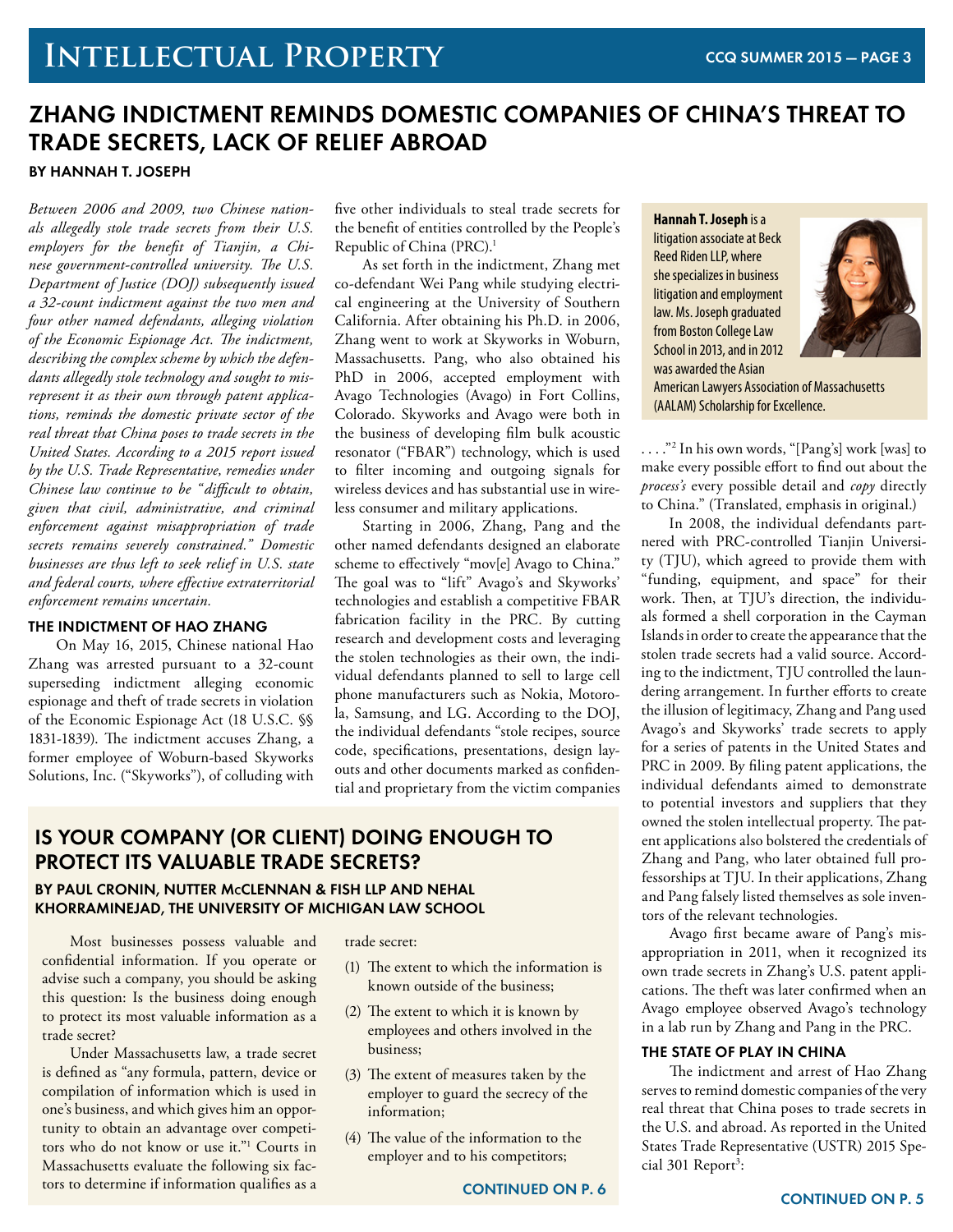# Intellectual Property

## ZHANG INDICTMENT REMINDS DOMESTIC COMPANIES OF CHINA'S THREAT TO TRADE SECRETS, LACK OF RELIEF ABROAD

**BY HANNAH T. JOSEPH**

*Between 2006 and 2009, two Chinese nationals allegedly stole trade secrets from their U.S. employers for the benefit of Tianjin, a Chinese government-controlled university. The U.S. Department of Justice (DOJ) subsequently issued a 32-count indictment against the two men and four other named defendants, alleging violation of the Economic Espionage Act. The indictment, describing the complex scheme by which the defendants allegedly stole technology and sought to misrepresent it as their own through patent applications, reminds the domestic private sector of the real threat that China poses to trade secrets in the United States. According to a 2015 report issued by the U.S. Trade Representative, remedies under Chinese law continue to be "difficult to obtain, given that civil, administrative, and criminal enforcement against misappropriation of trade secrets remains severely constrained." Domestic businesses are thus left to seek relief in U.S. state and federal courts, where effective extraterritorial enforcement remains uncertain.*

### THE INDICTMENT OF HAO ZHANG

On May 16, 2015, Chinese national Hao Zhang was arrested pursuant to a 32-count superseding indictment alleging economic espionage and theft of trade secrets in violation of the Economic Espionage Act (18 U.S.C. §§ 1831-1839). The indictment accuses Zhang, a former employee of Woburn-based Skyworks Solutions, Inc. ("Skyworks"), of colluding with five other individuals to steal trade secrets for the benefit of entities controlled by the People's Republic of China (PRC).[1]

As set forth in the indictment, Zhang met co-defendant Wei Pang while studying electrical engineering at the University of Southern California. After obtaining his Ph.D. in 2006, Zhang went to work at Skyworks in Woburn, Massachusetts. Pang, who also obtained his PhD in 2006, accepted employment with Avago Technologies (Avago) in Fort Collins, Colorado. Skyworks and Avago were both in the business of developing film bulk acoustic resonator ("FBAR") technology, which is used to filter incoming and outgoing signals for wireless devices and has substantial use in wireless consumer and military applications.

Starting in 2006, Zhang, Pang and the other named defendants designed an elaborate scheme to effectively "mov[e] Avago to China." The goal was to "lift" Avago's and Skyworks' technologies and establish a competitive FBAR fabrication facility in the PRC. By cutting research and development costs and leveraging the stolen technologies as their own, the individual defendants planned to sell to large cell phone manufacturers such as Nokia, Motorola, Samsung, and LG. According to the DOJ, the individual defendants "stole recipes, source code, specifications, presentations, design layouts and other documents marked as confidential and proprietary from the victim companies . . . ."[2] In his own words, "[Pang's] work [was] to make every possible effort to find out about the *process's* every possible detail and *copy* directly to China." (Translated, emphasis in original.)

In 2008, the individual defendants partnered with PRC-controlled Tianjin University (TJU), which agreed to provide them with "funding, equipment, and space" for their work. Then, at TJU's direction, the individuals formed a shell corporation in the Cayman Islands in order to create the appearance that the stolen trade secrets had a valid source. According to the indictment, TJU controlled the laundering arrangement. In further efforts to create the illusion of legitimacy, Zhang and Pang used Avago's and Skyworks' trade secrets to apply for a series of patents in the United States and PRC in 2009. By filing patent applications, the individual defendants aimed to demonstrate to potential investors and suppliers that they owned the stolen intellectual property. The patent applications also bolstered the credentials of Zhang and Pang, who later obtained full professorships at TJU. In their applications, Zhang and Pang falsely listed themselves as sole inventors of the relevant technologies.

Avago first became aware of Pang's misappropriation in 2011, when it recognized its own trade secrets in Zhang's U.S. patent applications. The theft was later confirmed when an Avago employee observed Avago's technology in a lab run by Zhang and Pang in the PRC.

### THE STATE OF PLAY IN CHINA

The indictment and arrest of Hao Zhang serves to remind domestic companies of the very real threat that China poses to trade secrets in the U.S. and abroad. As reported in the United States Trade Representative (USTR) 2015 Special 301 Report[3]:

CONTINUED ON P. 5

**Hannah T. Joseph** is a litigation associate at Beck Reed Riden LLP, where she specializes in business litigation and employment law. Ms. Joseph graduated from Boston College Law School in 2013, and in 2012 was awarded the Asian American Lawyers Association of Massachusetts (AALAM) Scholarship for Excellence.

---

## IS YOUR COMPANY (OR CLIENT) DOING ENOUGH TO PROTECT ITS VALUABLE TRADE SECRETS?

**BY PAUL CRONIN, NUTTER McCLENNAN & FISH LLP AND NEHAL KHORRAMINEJAD, THE UNIVERSITY OF MICHIGAN LAW SCHOOL**

Most businesses possess valuable and confidential information. If you operate or advise such a company, you should be asking this question: Is the business doing enough to protect its most valuable information as a trade secret?

Under Massachusetts law, a trade secret is defined as "any formula, pattern, device or compilation of information which is used in one's business, and which gives him an opportunity to obtain an advantage over competitors who do not know or use it."[1] Courts in Massachusetts evaluate the following six factors to determine if information qualifies as a trade secret:

(1) The extent to which the information is known outside of the business;

(2) The extent to which it is known by employees and others involved in the business;

(3) The extent of measures taken by the employer to guard the secrecy of the information;

(4) The value of the information to the employer and to his competitors;

CONTINUED ON P. 6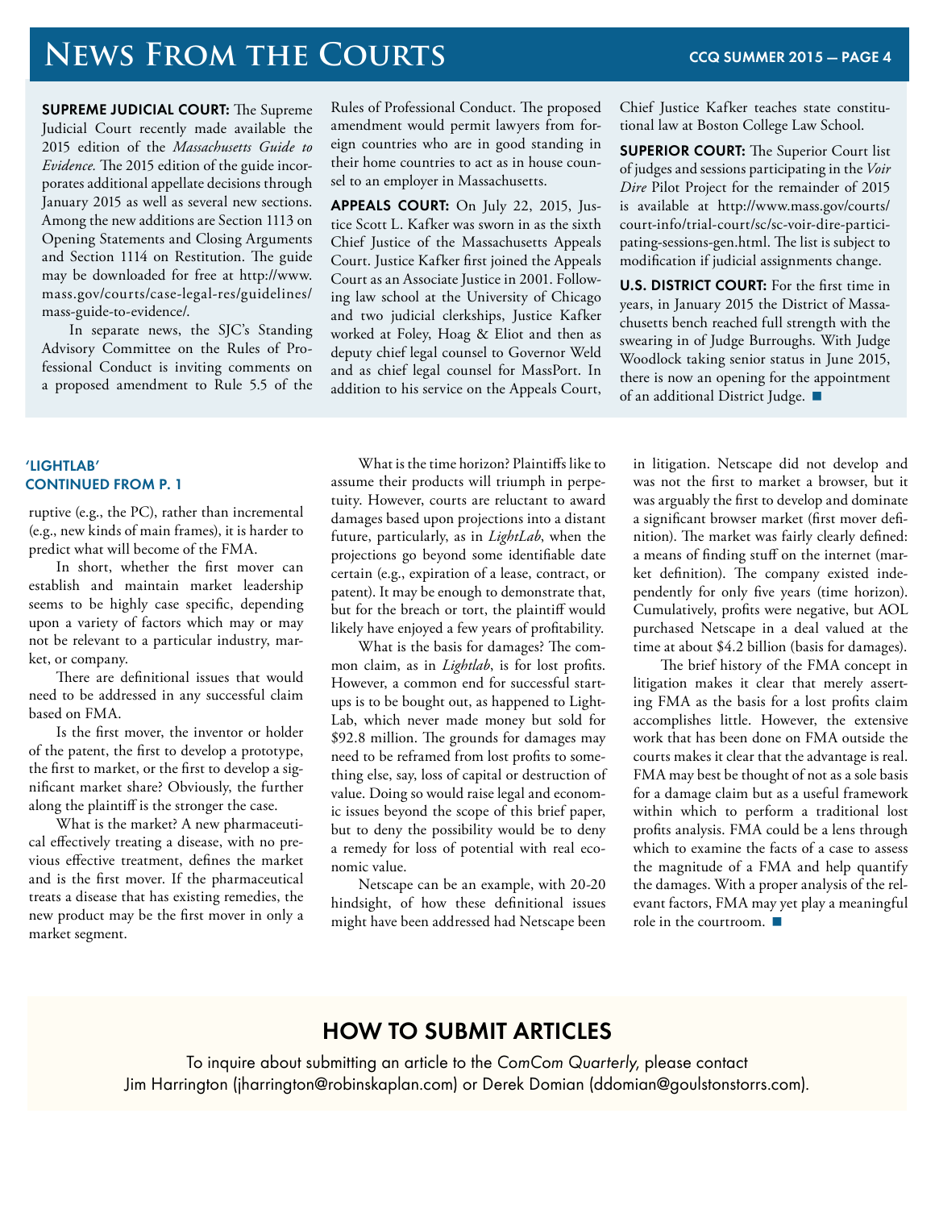# News From the Courts

**SUPREME JUDICIAL COURT:** The Supreme Judicial Court recently made available the 2015 edition of the *Massachusetts Guide to Evidence.* The 2015 edition of the guide incorporates additional appellate decisions through January 2015 as well as several new sections. Among the new additions are Section 1113 on Opening Statements and Closing Arguments and Section 1114 on Restitution. The guide may be downloaded for free at http://www.mass.gov/courts/case-legal-res/guidelines/mass-guide-to-evidence/.

In separate news, the SJC's Standing Advisory Committee on the Rules of Professional Conduct is inviting comments on a proposed amendment to Rule 5.5 of the Rules of Professional Conduct. The proposed amendment would permit lawyers from foreign countries who are in good standing in their home countries to act as in house counsel to an employer in Massachusetts.

**APPEALS COURT:** On July 22, 2015, Justice Scott L. Kafker was sworn in as the sixth Chief Justice of the Massachusetts Appeals Court. Justice Kafker first joined the Appeals Court as an Associate Justice in 2001. Following law school at the University of Chicago and two judicial clerkships, Justice Kafker worked at Foley, Hoag & Eliot and then as deputy chief legal counsel to Governor Weld and as chief legal counsel for MassPort. In addition to his service on the Appeals Court, Chief Justice Kafker teaches state constitutional law at Boston College Law School.

**SUPERIOR COURT:** The Superior Court list of judges and sessions participating in the *Voir Dire* Pilot Project for the remainder of 2015 is available at http://www.mass.gov/courts/court-info/trial-court/sc/sc-voir-dire-participating-sessions-gen.html. The list is subject to modification if judicial assignments change.

**U.S. DISTRICT COURT:** For the first time in years, in January 2015 the District of Massachusetts bench reached full strength with the swearing in of Judge Burroughs. With Judge Woodlock taking senior status in June 2015, there is now an opening for the appointment of an additional District Judge. ■

**'LIGHTLAB' CONTINUED FROM P. 1**

ruptive (e.g., the PC), rather than incremental (e.g., new kinds of main frames), it is harder to predict what will become of the FMA.

In short, whether the first mover can establish and maintain market leadership seems to be highly case specific, depending upon a variety of factors which may or may not be relevant to a particular industry, market, or company.

There are definitional issues that would need to be addressed in any successful claim based on FMA.

Is the first mover, the inventor or holder of the patent, the first to develop a prototype, the first to market, or the first to develop a significant market share? Obviously, the further along the plaintiff is the stronger the case.

What is the market? A new pharmaceutical effectively treating a disease, with no previous effective treatment, defines the market and is the first mover. If the pharmaceutical treats a disease that has existing remedies, the new product may be the first mover in only a market segment.

What is the time horizon? Plaintiffs like to assume their products will triumph in perpetuity. However, courts are reluctant to award damages based upon projections into a distant future, particularly, as in *LightLab*, when the projections go beyond some identifiable date certain (e.g., expiration of a lease, contract, or patent). It may be enough to demonstrate that, but for the breach or tort, the plaintiff would likely have enjoyed a few years of profitability.

What is the basis for damages? The common claim, as in *Lightlab*, is for lost profits. However, a common end for successful startups is to be bought out, as happened to LightLab, which never made money but sold for $92.8 million. The grounds for damages may need to be reframed from lost profits to something else, say, loss of capital or destruction of value. Doing so would raise legal and economic issues beyond the scope of this brief paper, but to deny the possibility would be to deny a remedy for loss of potential with real economic value.

Netscape can be an example, with 20-20 hindsight, of how these definitional issues might have been addressed had Netscape been in litigation. Netscape did not develop and was not the first to market a browser, but it was arguably the first to develop and dominate a significant browser market (first mover definition). The market was fairly clearly defined: a means of finding stuff on the internet (market definition). The company existed independently for only five years (time horizon). Cumulatively, profits were negative, but AOL purchased Netscape in a deal valued at the time at about $4.2 billion (basis for damages).

The brief history of the FMA concept in litigation makes it clear that merely asserting FMA as the basis for a lost profits claim accomplishes little. However, the extensive work that has been done on FMA outside the courts makes it clear that the advantage is real. FMA may best be thought of not as a sole basis for a damage claim but as a useful framework within which to perform a traditional lost profits analysis. FMA could be a lens through which to examine the facts of a case to assess the magnitude of a FMA and help quantify the damages. With a proper analysis of the relevant factors, FMA may yet play a meaningful role in the courtroom. ■

## HOW TO SUBMIT ARTICLES

To inquire about submitting an article to the *ComCom Quarterly*, please contact Jim Harrington (jharrington@robinskaplan.com) or Derek Domian (ddomian@goulstonstorrs.com).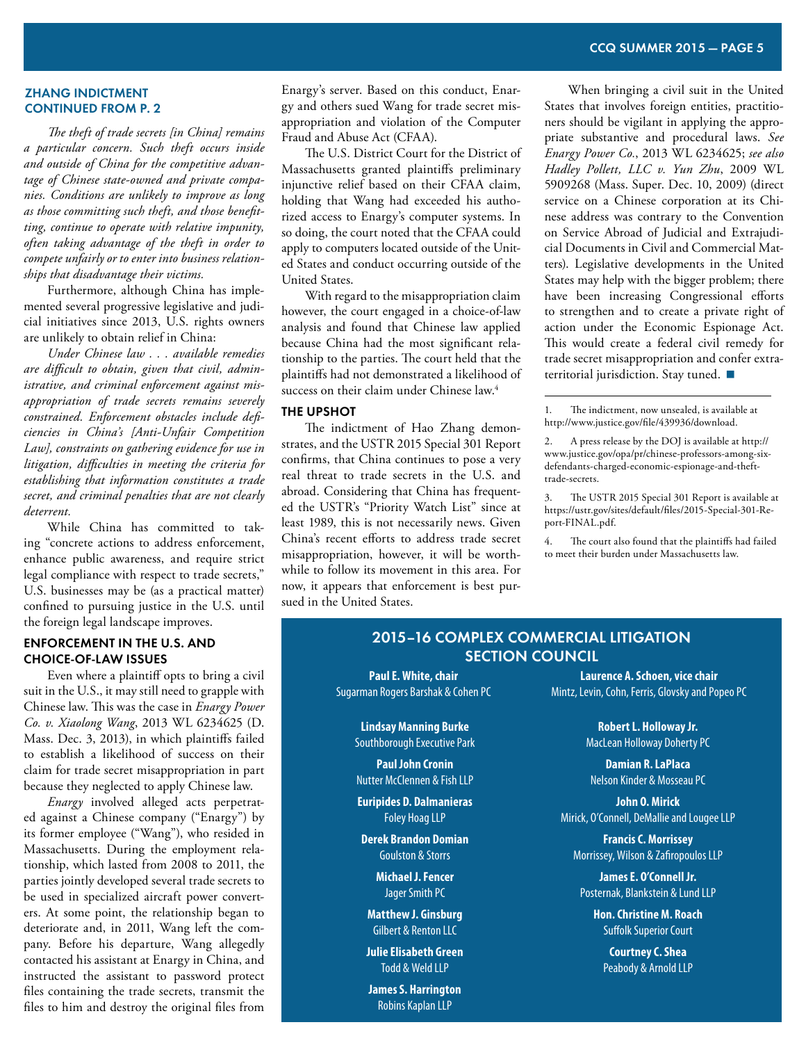### ZHANG INDICTMENT CONTINUED FROM P. 2

*The theft of trade secrets [in China] remains a particular concern. Such theft occurs inside and outside of China for the competitive advantage of Chinese state-owned and private companies. Conditions are unlikely to improve as long as those committing such theft, and those benefitting, continue to operate with relative impunity, often taking advantage of the theft in order to compete unfairly or to enter into business relationships that disadvantage their victims.*

Furthermore, although China has implemented several progressive legislative and judicial initiatives since 2013, U.S. rights owners are unlikely to obtain relief in China:

*Under Chinese law . . . available remedies are difficult to obtain, given that civil, administrative, and criminal enforcement against misappropriation of trade secrets remains severely constrained. Enforcement obstacles include deficiencies in China's [Anti-Unfair Competition Law], constraints on gathering evidence for use in litigation, difficulties in meeting the criteria for establishing that information constitutes a trade secret, and criminal penalties that are not clearly deterrent.*

While China has committed to taking "concrete actions to address enforcement, enhance public awareness, and require strict legal compliance with respect to trade secrets," U.S. businesses may be (as a practical matter) confined to pursuing justice in the U.S. until the foreign legal landscape improves.

### ENFORCEMENT IN THE U.S. AND CHOICE-OF-LAW ISSUES

Even where a plaintiff opts to bring a civil suit in the U.S., it may still need to grapple with Chinese law. This was the case in *Enargy Power Co. v. Xiaolong Wang*, 2013 WL 6234625 (D. Mass. Dec. 3, 2013), in which plaintiffs failed to establish a likelihood of success on their claim for trade secret misappropriation in part because they neglected to apply Chinese law.

*Enargy* involved alleged acts perpetrated against a Chinese company ("Enargy") by its former employee ("Wang"), who resided in Massachusetts. During the employment relationship, which lasted from 2008 to 2011, the parties jointly developed several trade secrets to be used in specialized aircraft power converters. At some point, the relationship began to deteriorate and, in 2011, Wang left the company. Before his departure, Wang allegedly contacted his assistant at Enargy in China, and instructed the assistant to password protect files containing the trade secrets, transmit the files to him and destroy the original files from Enargy's server. Based on this conduct, Enargy and others sued Wang for trade secret misappropriation and violation of the Computer Fraud and Abuse Act (CFAA).

The U.S. District Court for the District of Massachusetts granted plaintiffs preliminary injunctive relief based on their CFAA claim, holding that Wang had exceeded his authorized access to Enargy's computer systems. In so doing, the court noted that the CFAA could apply to computers located outside of the United States and conduct occurring outside of the United States.

With regard to the misappropriation claim however, the court engaged in a choice-of-law analysis and found that Chinese law applied because China had the most significant relationship to the parties. The court held that the plaintiffs had not demonstrated a likelihood of success on their claim under Chinese law.[4]

### THE UPSHOT

The indictment of Hao Zhang demonstrates, and the USTR 2015 Special 301 Report confirms, that China continues to pose a very real threat to trade secrets in the U.S. and abroad. Considering that China has frequented the USTR's "Priority Watch List" since at least 1989, this is not necessarily news. Given China's recent efforts to address trade secret misappropriation, however, it will be worthwhile to follow its movement in this area. For now, it appears that enforcement is best pursued in the United States.

When bringing a civil suit in the United States that involves foreign entities, practitioners should be vigilant in applying the appropriate substantive and procedural laws. *See Enargy Power Co.*, 2013 WL 6234625; *see also Hadley Pollett, LLC v. Yun Zhu*, 2009 WL 5909268 (Mass. Super. Dec. 10, 2009) (direct service on a Chinese corporation at its Chinese address was contrary to the Convention on Service Abroad of Judicial and Extrajudicial Documents in Civil and Commercial Matters). Legislative developments in the United States may help with the bigger problem; there have been increasing Congressional efforts to strengthen and to create a private right of action under the Economic Espionage Act. This would create a federal civil remedy for trade secret misappropriation and confer extraterritorial jurisdiction. Stay tuned. ■

---

1. The indictment, now unsealed, is available at http://www.justice.gov/file/439936/download.

2. A press release by the DOJ is available at http://www.justice.gov/opa/pr/chinese-professors-among-six-defendants-charged-economic-espionage-and-theft-trade-secrets.

3. The USTR 2015 Special 301 Report is available at https://ustr.gov/sites/default/files/2015-Special-301-Report-FINAL.pdf.

4. The court also found that the plaintiffs had failed to meet their burden under Massachusetts law.

## 2015–16 COMPLEX COMMERCIAL LITIGATION SECTION COUNCIL

**Paul E. White, chair**
Sugarman Rogers Barshak & Cohen PC

**Laurence A. Schoen, vice chair**
Mintz, Levin, Cohn, Ferris, Glovsky and Popeo PC

**Lindsay Manning Burke**
Southborough Executive Park

**Paul John Cronin**
Nutter McClennen & Fish LLP

**Euripides D. Dalmanieras**
Foley Hoag LLP

**Derek Brandon Domian**
Goulston & Storrs

**Michael J. Fencer**
Jager Smith PC

**Matthew J. Ginsburg**
Gilbert & Renton LLC

**Julie Elisabeth Green**
Todd & Weld LLP

**James S. Harrington**
Robins Kaplan LLP

**Robert L. Holloway Jr.**
MacLean Holloway Doherty PC

**Damian R. LaPlaca**
Nelson Kinder & Mosseau PC

**John O. Mirick**
Mirick, O'Connell, DeMallie and Lougee LLP

**Francis C. Morrissey**
Morrissey, Wilson & Zafiropoulos LLP

**James E. O'Connell Jr.**
Posternak, Blankstein & Lund LLP

**Hon. Christine M. Roach**
Suffolk Superior Court

**Courtney C. Shea**
Peabody & Arnold LLP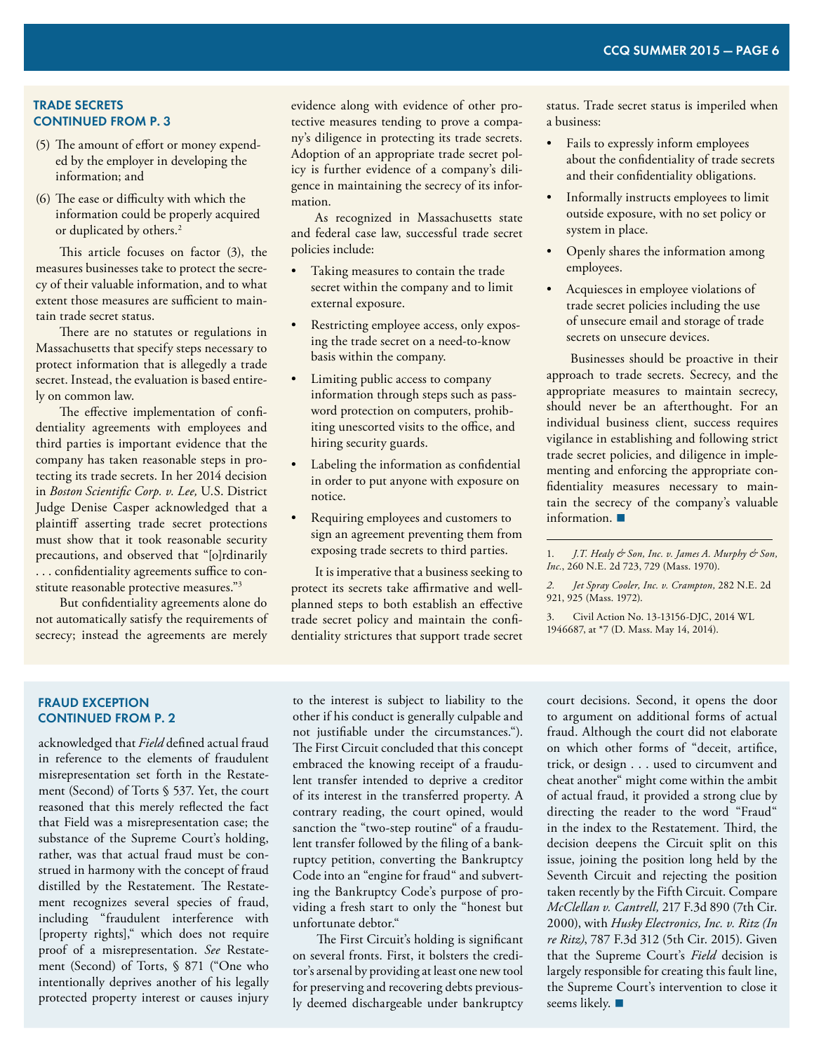## TRADE SECRETS CONTINUED FROM P. 3

(5) The amount of effort or money expended by the employer in developing the information; and

(6) The ease or difficulty with which the information could be properly acquired or duplicated by others.[2]

This article focuses on factor (3), the measures businesses take to protect the secrecy of their valuable information, and to what extent those measures are sufficient to maintain trade secret status.

There are no statutes or regulations in Massachusetts that specify steps necessary to protect information that is allegedly a trade secret. Instead, the evaluation is based entirely on common law.

The effective implementation of confidentiality agreements with employees and third parties is important evidence that the company has taken reasonable steps in protecting its trade secrets. In her 2014 decision in *Boston Scientific Corp. v. Lee,* U.S. District Judge Denise Casper acknowledged that a plaintiff asserting trade secret protections must show that it took reasonable security precautions, and observed that "[o]rdinarily . . . confidentiality agreements suffice to constitute reasonable protective measures."[3]

But confidentiality agreements alone do not automatically satisfy the requirements of secrecy; instead the agreements are merely evidence along with evidence of other protective measures tending to prove a company's diligence in protecting its trade secrets. Adoption of an appropriate trade secret policy is further evidence of a company's diligence in maintaining the secrecy of its information.

As recognized in Massachusetts state and federal case law, successful trade secret policies include:

- Taking measures to contain the trade secret within the company and to limit external exposure.
- Restricting employee access, only exposing the trade secret on a need-to-know basis within the company.
- Limiting public access to company information through steps such as password protection on computers, prohibiting unescorted visits to the office, and hiring security guards.
- Labeling the information as confidential in order to put anyone with exposure on notice.
- Requiring employees and customers to sign an agreement preventing them from exposing trade secrets to third parties.

It is imperative that a business seeking to protect its secrets take affirmative and well-planned steps to both establish an effective trade secret policy and maintain the confidentiality strictures that support trade secret status. Trade secret status is imperiled when a business:

- Fails to expressly inform employees about the confidentiality of trade secrets and their confidentiality obligations.
- Informally instructs employees to limit outside exposure, with no set policy or system in place.
- Openly shares the information among employees.
- Acquiesces in employee violations of trade secret policies including the use of unsecure email and storage of trade secrets on unsecure devices.

Businesses should be proactive in their approach to trade secrets. Secrecy, and the appropriate measures to maintain secrecy, should never be an afterthought. For an individual business client, success requires vigilance in establishing and following strict trade secret policies, and diligence in implementing and enforcing the appropriate confidentiality measures necessary to maintain the secrecy of the company's valuable information. ■

---

1. *J.T. Healy & Son, Inc. v. James A. Murphy & Son, Inc.*, 260 N.E. 2d 723, 729 (Mass. 1970).

2. *Jet Spray Cooler, Inc. v. Crampton,* 282 N.E. 2d 921, 925 (Mass. 1972).

3. Civil Action No. 13-13156-DJC, 2014 WL 1946687, at *7 (D. Mass. May 14, 2014).

## FRAUD EXCEPTION CONTINUED FROM P. 2

acknowledged that *Field* defined actual fraud in reference to the elements of fraudulent misrepresentation set forth in the Restatement (Second) of Torts § 537. Yet, the court reasoned that this merely reflected the fact that Field was a misrepresentation case; the substance of the Supreme Court's holding, rather, was that actual fraud must be construed in harmony with the concept of fraud distilled by the Restatement. The Restatement recognizes several species of fraud, including "fraudulent interference with [property rights]," which does not require proof of a misrepresentation. *See* Restatement (Second) of Torts, § 871 ("One who intentionally deprives another of his legally protected property interest or causes injury to the interest is subject to liability to the other if his conduct is generally culpable and not justifiable under the circumstances."). The First Circuit concluded that this concept embraced the knowing receipt of a fraudulent transfer intended to deprive a creditor of its interest in the transferred property. A contrary reading, the court opined, would sanction the "two-step routine" of a fraudulent transfer followed by the filing of a bankruptcy petition, converting the Bankruptcy Code into an "engine for fraud" and subverting the Bankruptcy Code's purpose of providing a fresh start to only the "honest but unfortunate debtor."

The First Circuit's holding is significant on several fronts. First, it bolsters the creditor's arsenal by providing at least one new tool for preserving and recovering debts previously deemed dischargeable under bankruptcy court decisions. Second, it opens the door to argument on additional forms of actual fraud. Although the court did not elaborate on which other forms of "deceit, artifice, trick, or design . . . used to circumvent and cheat another" might come within the ambit of actual fraud, it provided a strong clue by directing the reader to the word "Fraud" in the index to the Restatement. Third, the decision deepens the Circuit split on this issue, joining the position long held by the Seventh Circuit and rejecting the position taken recently by the Fifth Circuit. Compare *McClellan v. Cantrell,* 217 F.3d 890 (7th Cir. 2000), with *Husky Electronics, Inc. v. Ritz (In re Ritz)*, 787 F.3d 312 (5th Cir. 2015). Given that the Supreme Court's *Field* decision is largely responsible for creating this fault line, the Supreme Court's intervention to close it seems likely. ■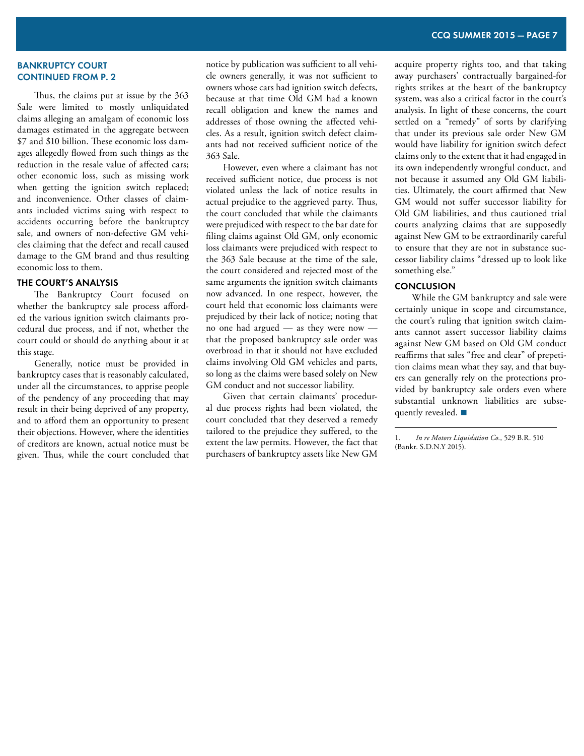## BANKRUPTCY COURT CONTINUED FROM P. 2

Thus, the claims put at issue by the 363 Sale were limited to mostly unliquidated claims alleging an amalgam of economic loss damages estimated in the aggregate between $7 and $10 billion. These economic loss damages allegedly flowed from such things as the reduction in the resale value of affected cars; other economic loss, such as missing work when getting the ignition switch replaced; and inconvenience. Other classes of claimants included victims suing with respect to accidents occurring before the bankruptcy sale, and owners of non-defective GM vehicles claiming that the defect and recall caused damage to the GM brand and thus resulting economic loss to them.

### THE COURT'S ANALYSIS

The Bankruptcy Court focused on whether the bankruptcy sale process afforded the various ignition switch claimants procedural due process, and if not, whether the court could or should do anything about it at this stage.

Generally, notice must be provided in bankruptcy cases that is reasonably calculated, under all the circumstances, to apprise people of the pendency of any proceeding that may result in their being deprived of any property, and to afford them an opportunity to present their objections. However, where the identities of creditors are known, actual notice must be given. Thus, while the court concluded that notice by publication was sufficient to all vehicle owners generally, it was not sufficient to owners whose cars had ignition switch defects, because at that time Old GM had a known recall obligation and knew the names and addresses of those owning the affected vehicles. As a result, ignition switch defect claimants had not received sufficient notice of the 363 Sale.

However, even where a claimant has not received sufficient notice, due process is not violated unless the lack of notice results in actual prejudice to the aggrieved party. Thus, the court concluded that while the claimants were prejudiced with respect to the bar date for filing claims against Old GM, only economic loss claimants were prejudiced with respect to the 363 Sale because at the time of the sale, the court considered and rejected most of the same arguments the ignition switch claimants now advanced. In one respect, however, the court held that economic loss claimants were prejudiced by their lack of notice; noting that no one had argued — as they were now — that the proposed bankruptcy sale order was overbroad in that it should not have excluded claims involving Old GM vehicles and parts, so long as the claims were based solely on New GM conduct and not successor liability.

Given that certain claimants' procedural due process rights had been violated, the court concluded that they deserved a remedy tailored to the prejudice they suffered, to the extent the law permits. However, the fact that purchasers of bankruptcy assets like New GM acquire property rights too, and that taking away purchasers' contractually bargained-for rights strikes at the heart of the bankruptcy system, was also a critical factor in the court's analysis. In light of these concerns, the court settled on a "remedy" of sorts by clarifying that under its previous sale order New GM would have liability for ignition switch defect claims only to the extent that it had engaged in its own independently wrongful conduct, and not because it assumed any Old GM liabilities. Ultimately, the court affirmed that New GM would not suffer successor liability for Old GM liabilities, and thus cautioned trial courts analyzing claims that are supposedly against New GM to be extraordinarily careful to ensure that they are not in substance successor liability claims "dressed up to look like something else."

### CONCLUSION

While the GM bankruptcy and sale were certainly unique in scope and circumstance, the court's ruling that ignition switch claimants cannot assert successor liability claims against New GM based on Old GM conduct reaffirms that sales "free and clear" of prepetition claims mean what they say, and that buyers can generally rely on the protections provided by bankruptcy sale orders even where substantial unknown liabilities are subsequently revealed. ■

---

1. *In re Motors Liquidation Co.*, 529 B.R. 510 (Bankr. S.D.N.Y 2015).